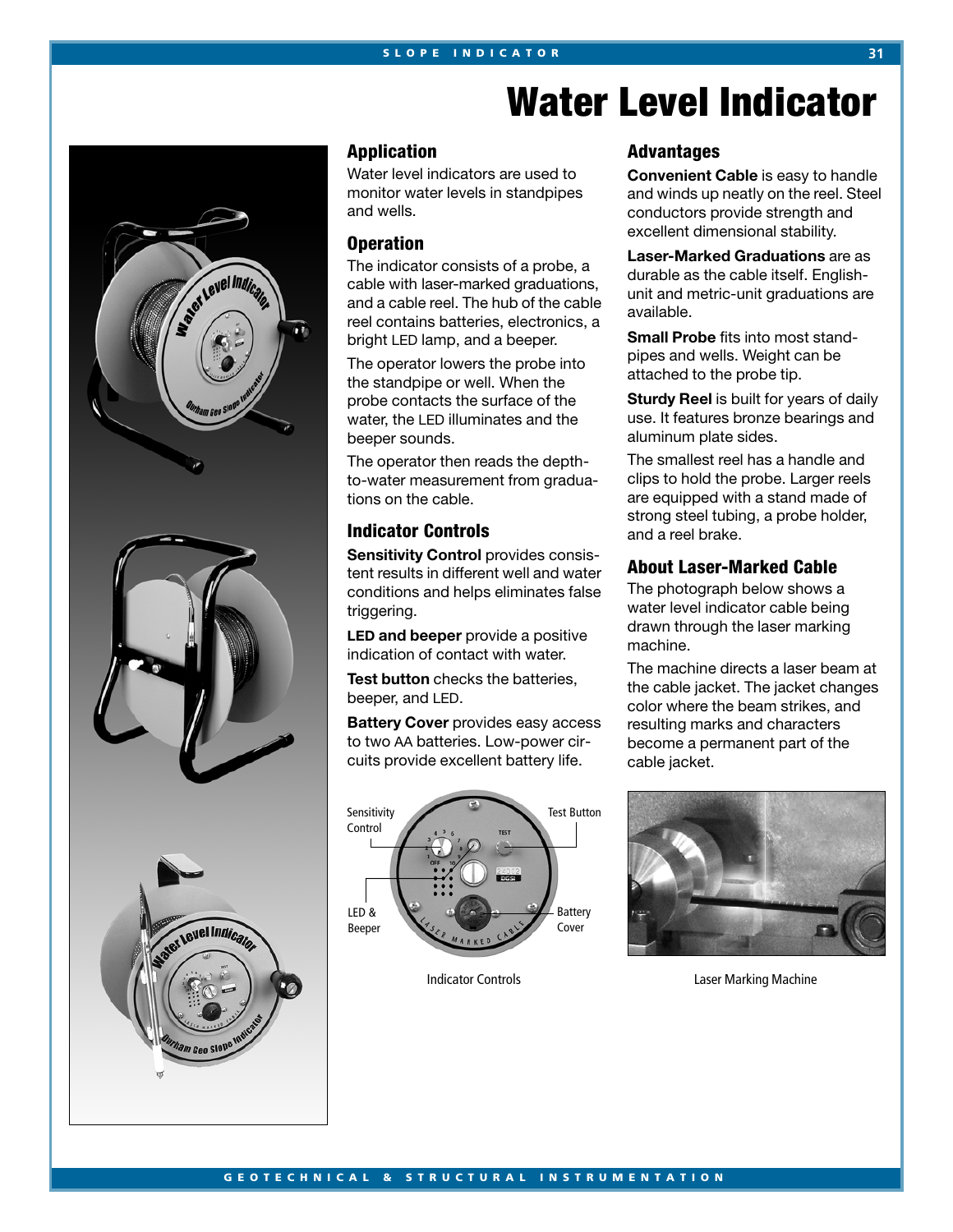# Water Level Indicator

## Application

Water level indicators are used to monitor water levels in standpipes and wells.

## Operation

The indicator consists of a probe, a cable with laser-marked graduations, and a cable reel. The hub of the cable reel contains batteries, electronics, a bright LED lamp, and a beeper.

The operator lowers the probe into the standpipe or well. When the probe contacts the surface of the water, the LED illuminates and the beeper sounds.

The operator then reads the depth-to-water measurement from graduations on the cable.

## Indicator Controls

**Sensitivity Control** provides consistent results in different well and water conditions and helps eliminates false triggering.

**LED and beeper** provide a positive indication of contact with water.

**Test button** checks the batteries, beeper, and LED.

**Battery Cover** provides easy access to two AA batteries. Low-power circuits provide excellent battery life.

Indicator Controls

## Advantages

**Convenient Cable** is easy to handle and winds up neatly on the reel. Steel conductors provide strength and excellent dimensional stability.

**Laser-Marked Graduations** are as durable as the cable itself. English-unit and metric-unit graduations are available.

**Small Probe** fits into most standpipes and wells. Weight can be attached to the probe tip.

**Sturdy Reel** is built for years of daily use. It features bronze bearings and aluminum plate sides.

The smallest reel has a handle and clips to hold the probe. Larger reels are equipped with a stand made of strong steel tubing, a probe holder, and a reel brake.

## About Laser-Marked Cable

The photograph below shows a water level indicator cable being drawn through the laser marking machine.

The machine directs a laser beam at the cable jacket. The jacket changes color where the beam strikes, and resulting marks and characters become a permanent part of the cable jacket.

Laser Marking Machine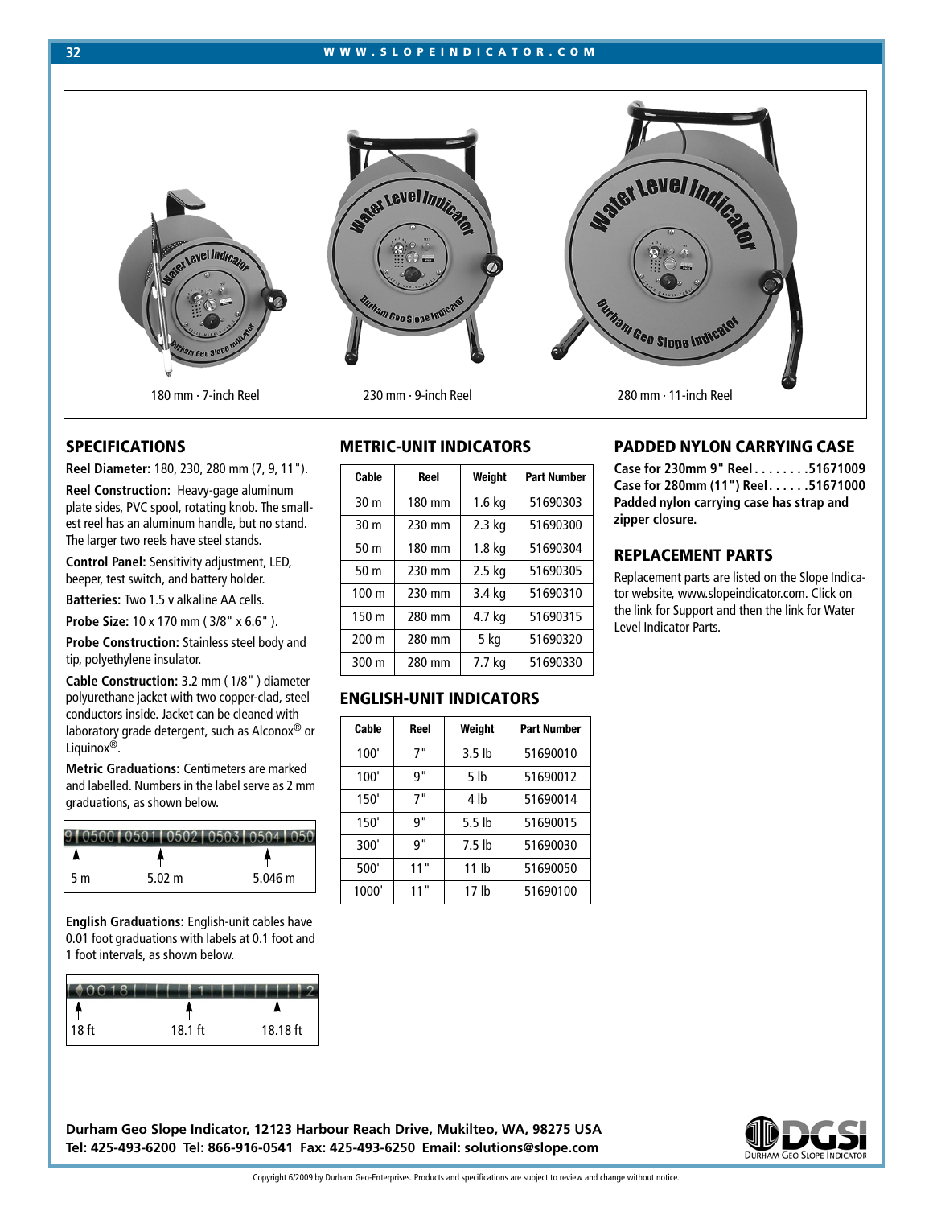180 mm · 7-inch Reel

230 mm · 9-inch Reel

280 mm · 11-inch Reel

## SPECIFICATIONS

**Reel Diameter:** 180, 230, 280 mm (7, 9, 11").

**Reel Construction:** Heavy-gage aluminum plate sides, PVC spool, rotating knob. The smallest reel has an aluminum handle, but no stand. The larger two reels have steel stands.

**Control Panel:** Sensitivity adjustment, LED, beeper, test switch, and battery holder.

**Batteries:** Two 1.5 v alkaline AA cells.

**Probe Size:** 10 x 170 mm ( 3/8" x 6.6" ).

**Probe Construction:** Stainless steel body and tip, polyethylene insulator.

**Cable Construction:** 3.2 mm ( 1/8" ) diameter polyurethane jacket with two copper-clad, steel conductors inside. Jacket can be cleaned with laboratory grade detergent, such as Alconox® or Liquinox®.

**Metric Graduations:** Centimeters are marked and labelled. Numbers in the label serve as 2 mm graduations, as shown below.

5 m　　5.02 m　　5.046 m

**English Graduations:** English-unit cables have 0.01 foot graduations with labels at 0.1 foot and 1 foot intervals, as shown below.

18 ft　　18.1 ft　　18.18 ft

## METRIC-UNIT INDICATORS

| Cable | Reel | Weight | Part Number |
|---|---|---|---|
| 30 m | 180 mm | 1.6 kg | 51690303 |
| 30 m | 230 mm | 2.3 kg | 51690300 |
| 50 m | 180 mm | 1.8 kg | 51690304 |
| 50 m | 230 mm | 2.5 kg | 51690305 |
| 100 m | 230 mm | 3.4 kg | 51690310 |
| 150 m | 280 mm | 4.7 kg | 51690315 |
| 200 m | 280 mm | 5 kg | 51690320 |
| 300 m | 280 mm | 7.7 kg | 51690330 |

## ENGLISH-UNIT INDICATORS

| Cable | Reel | Weight | Part Number |
|---|---|---|---|
| 100' | 7" | 3.5 lb | 51690010 |
| 100' | 9" | 5 lb | 51690012 |
| 150' | 7" | 4 lb | 51690014 |
| 150' | 9" | 5.5 lb | 51690015 |
| 300' | 9" | 7.5 lb | 51690030 |
| 500' | 11" | 11 lb | 51690050 |
| 1000' | 11" | 17 lb | 51690100 |

## PADDED NYLON CARRYING CASE

**Case for 230mm 9" Reel . . . . . . . .51671009**
**Case for 280mm (11") Reel. . . . . .51671000**
**Padded nylon carrying case has strap and zipper closure.**

## REPLACEMENT PARTS

Replacement parts are listed on the Slope Indicator website, www.slopeindicator.com. Click on the link for Support and then the link for Water Level Indicator Parts.

**Durham Geo Slope Indicator, 12123 Harbour Reach Drive, Mukilteo, WA, 98275 USA**
**Tel: 425-493-6200 Tel: 866-916-0541 Fax: 425-493-6250 Email: solutions@slope.com**

Copyright 6/2009 by Durham Geo-Enterprises. Products and specifications are subject to review and change without notice.